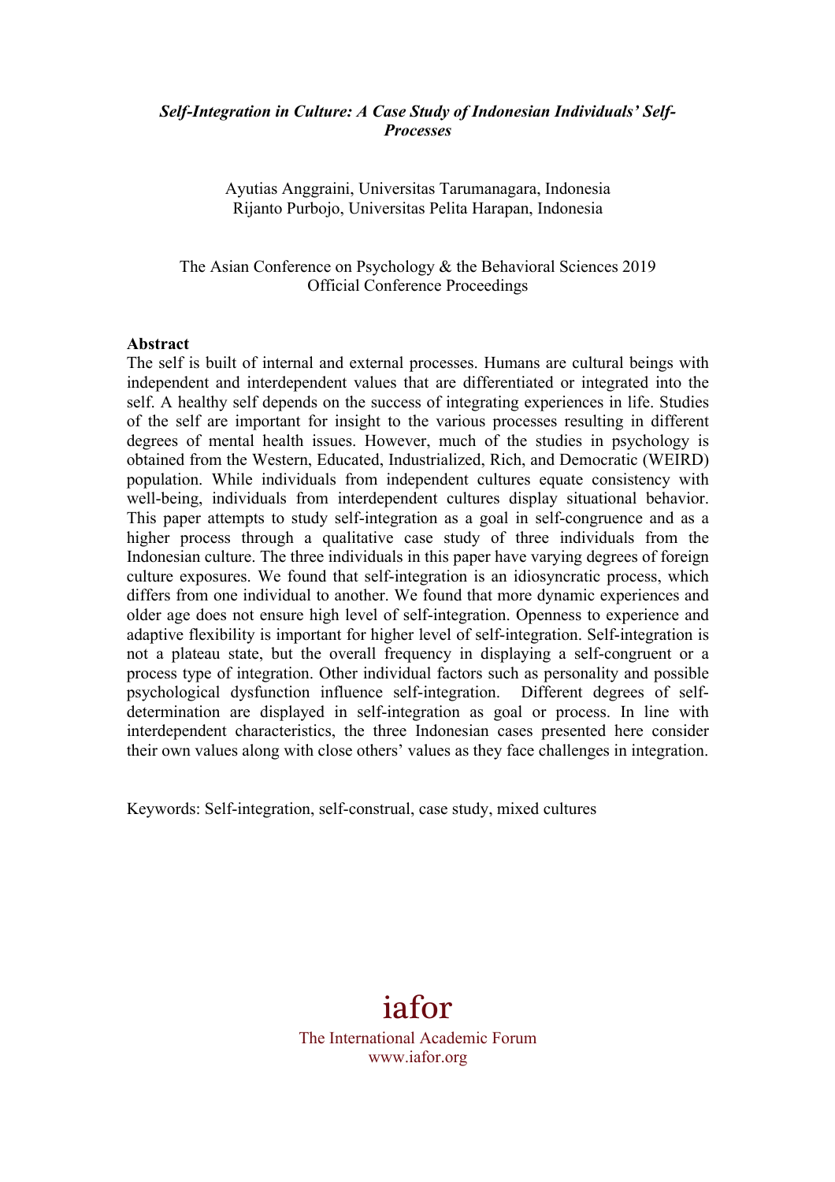# *Self-Integration in Culture: A Case Study of Indonesian Individuals' Self-Processes*

Ayutias Anggraini, Universitas Tarumanagara, Indonesia
Rijanto Purbojo, Universitas Pelita Harapan, Indonesia

The Asian Conference on Psychology & the Behavioral Sciences 2019
Official Conference Proceedings

**Abstract**

The self is built of internal and external processes. Humans are cultural beings with independent and interdependent values that are differentiated or integrated into the self. A healthy self depends on the success of integrating experiences in life. Studies of the self are important for insight to the various processes resulting in different degrees of mental health issues. However, much of the studies in psychology is obtained from the Western, Educated, Industrialized, Rich, and Democratic (WEIRD) population. While individuals from independent cultures equate consistency with well-being, individuals from interdependent cultures display situational behavior. This paper attempts to study self-integration as a goal in self-congruence and as a higher process through a qualitative case study of three individuals from the Indonesian culture. The three individuals in this paper have varying degrees of foreign culture exposures. We found that self-integration is an idiosyncratic process, which differs from one individual to another. We found that more dynamic experiences and older age does not ensure high level of self-integration. Openness to experience and adaptive flexibility is important for higher level of self-integration. Self-integration is not a plateau state, but the overall frequency in displaying a self-congruent or a process type of integration. Other individual factors such as personality and possible psychological dysfunction influence self-integration. Different degrees of self-determination are displayed in self-integration as goal or process. In line with interdependent characteristics, the three Indonesian cases presented here consider their own values along with close others' values as they face challenges in integration.

Keywords: Self-integration, self-construal, case study, mixed cultures

iafor
The International Academic Forum
www.iafor.org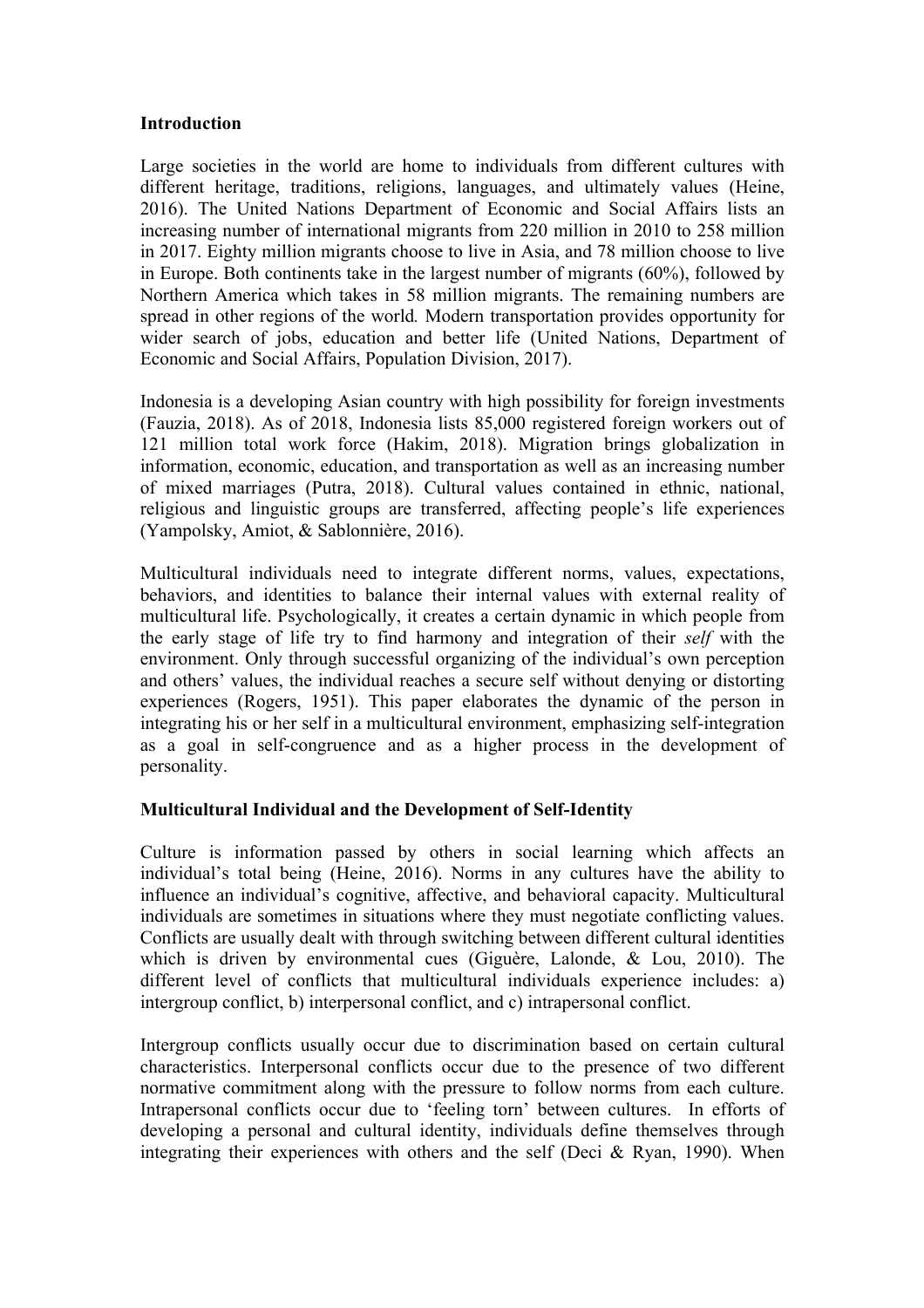## Introduction

Large societies in the world are home to individuals from different cultures with different heritage, traditions, religions, languages, and ultimately values (Heine, 2016). The United Nations Department of Economic and Social Affairs lists an increasing number of international migrants from 220 million in 2010 to 258 million in 2017. Eighty million migrants choose to live in Asia, and 78 million choose to live in Europe. Both continents take in the largest number of migrants (60%), followed by Northern America which takes in 58 million migrants. The remaining numbers are spread in other regions of the world. Modern transportation provides opportunity for wider search of jobs, education and better life (United Nations, Department of Economic and Social Affairs, Population Division, 2017).

Indonesia is a developing Asian country with high possibility for foreign investments (Fauzia, 2018). As of 2018, Indonesia lists 85,000 registered foreign workers out of 121 million total work force (Hakim, 2018). Migration brings globalization in information, economic, education, and transportation as well as an increasing number of mixed marriages (Putra, 2018). Cultural values contained in ethnic, national, religious and linguistic groups are transferred, affecting people's life experiences (Yampolsky, Amiot, & Sablonnière, 2016).

Multicultural individuals need to integrate different norms, values, expectations, behaviors, and identities to balance their internal values with external reality of multicultural life. Psychologically, it creates a certain dynamic in which people from the early stage of life try to find harmony and integration of their *self* with the environment. Only through successful organizing of the individual's own perception and others' values, the individual reaches a secure self without denying or distorting experiences (Rogers, 1951). This paper elaborates the dynamic of the person in integrating his or her self in a multicultural environment, emphasizing self-integration as a goal in self-congruence and as a higher process in the development of personality.

## Multicultural Individual and the Development of Self-Identity

Culture is information passed by others in social learning which affects an individual's total being (Heine, 2016). Norms in any cultures have the ability to influence an individual's cognitive, affective, and behavioral capacity. Multicultural individuals are sometimes in situations where they must negotiate conflicting values. Conflicts are usually dealt with through switching between different cultural identities which is driven by environmental cues (Giguère, Lalonde, & Lou, 2010). The different level of conflicts that multicultural individuals experience includes: a) intergroup conflict, b) interpersonal conflict, and c) intrapersonal conflict.

Intergroup conflicts usually occur due to discrimination based on certain cultural characteristics. Interpersonal conflicts occur due to the presence of two different normative commitment along with the pressure to follow norms from each culture. Intrapersonal conflicts occur due to 'feeling torn' between cultures. In efforts of developing a personal and cultural identity, individuals define themselves through integrating their experiences with others and the self (Deci & Ryan, 1990). When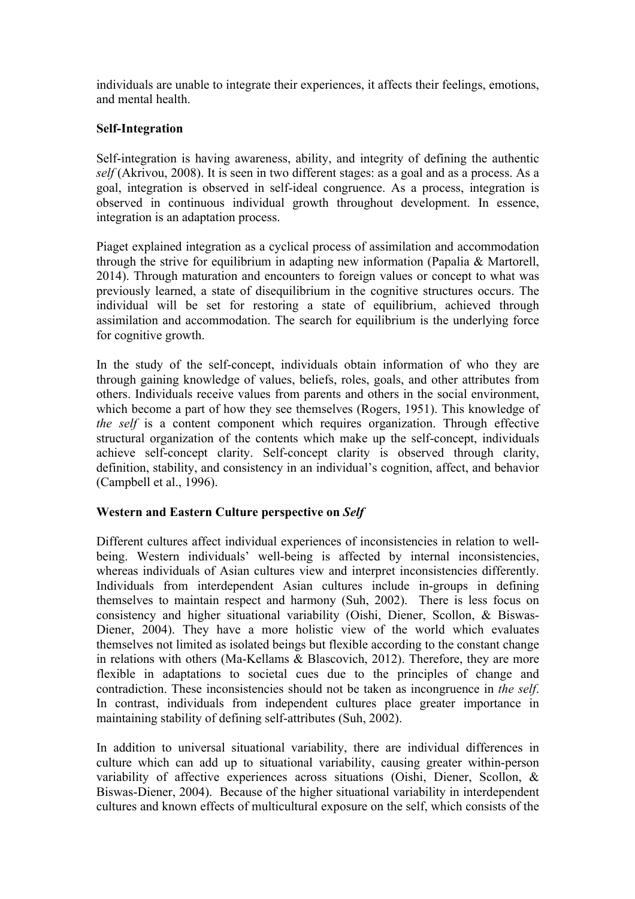individuals are unable to integrate their experiences, it affects their feelings, emotions, and mental health.

**Self-Integration**

Self-integration is having awareness, ability, and integrity of defining the authentic *self* (Akrivou, 2008). It is seen in two different stages: as a goal and as a process. As a goal, integration is observed in self-ideal congruence. As a process, integration is observed in continuous individual growth throughout development. In essence, integration is an adaptation process.

Piaget explained integration as a cyclical process of assimilation and accommodation through the strive for equilibrium in adapting new information (Papalia & Martorell, 2014). Through maturation and encounters to foreign values or concept to what was previously learned, a state of disequilibrium in the cognitive structures occurs. The individual will be set for restoring a state of equilibrium, achieved through assimilation and accommodation. The search for equilibrium is the underlying force for cognitive growth.

In the study of the self-concept, individuals obtain information of who they are through gaining knowledge of values, beliefs, roles, goals, and other attributes from others. Individuals receive values from parents and others in the social environment, which become a part of how they see themselves (Rogers, 1951). This knowledge of *the self* is a content component which requires organization. Through effective structural organization of the contents which make up the self-concept, individuals achieve self-concept clarity. Self-concept clarity is observed through clarity, definition, stability, and consistency in an individual's cognition, affect, and behavior (Campbell et al., 1996).

**Western and Eastern Culture perspective on *Self***

Different cultures affect individual experiences of inconsistencies in relation to well-being. Western individuals' well-being is affected by internal inconsistencies, whereas individuals of Asian cultures view and interpret inconsistencies differently. Individuals from interdependent Asian cultures include in-groups in defining themselves to maintain respect and harmony (Suh, 2002). There is less focus on consistency and higher situational variability (Oishi, Diener, Scollon, & Biswas-Diener, 2004). They have a more holistic view of the world which evaluates themselves not limited as isolated beings but flexible according to the constant change in relations with others (Ma-Kellams & Blascovich, 2012). Therefore, they are more flexible in adaptations to societal cues due to the principles of change and contradiction. These inconsistencies should not be taken as incongruence in *the self*. In contrast, individuals from independent cultures place greater importance in maintaining stability of defining self-attributes (Suh, 2002).

In addition to universal situational variability, there are individual differences in culture which can add up to situational variability, causing greater within-person variability of affective experiences across situations (Oishi, Diener, Scollon, & Biswas-Diener, 2004). Because of the higher situational variability in interdependent cultures and known effects of multicultural exposure on the self, which consists of the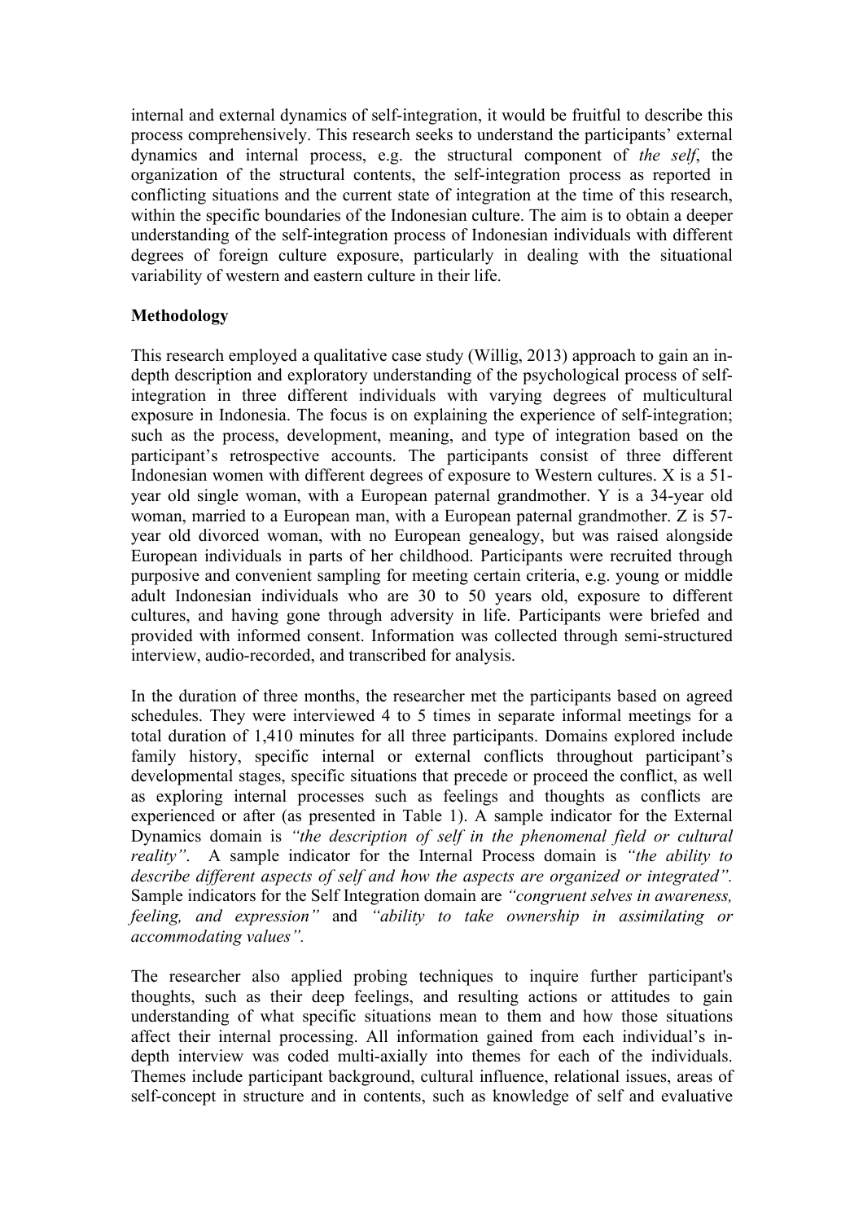internal and external dynamics of self-integration, it would be fruitful to describe this process comprehensively. This research seeks to understand the participants' external dynamics and internal process, e.g. the structural component of *the self*, the organization of the structural contents, the self-integration process as reported in conflicting situations and the current state of integration at the time of this research, within the specific boundaries of the Indonesian culture. The aim is to obtain a deeper understanding of the self-integration process of Indonesian individuals with different degrees of foreign culture exposure, particularly in dealing with the situational variability of western and eastern culture in their life.

**Methodology**

This research employed a qualitative case study (Willig, 2013) approach to gain an in-depth description and exploratory understanding of the psychological process of self-integration in three different individuals with varying degrees of multicultural exposure in Indonesia. The focus is on explaining the experience of self-integration; such as the process, development, meaning, and type of integration based on the participant's retrospective accounts. The participants consist of three different Indonesian women with different degrees of exposure to Western cultures. X is a 51-year old single woman, with a European paternal grandmother. Y is a 34-year old woman, married to a European man, with a European paternal grandmother. Z is 57-year old divorced woman, with no European genealogy, but was raised alongside European individuals in parts of her childhood. Participants were recruited through purposive and convenient sampling for meeting certain criteria, e.g. young or middle adult Indonesian individuals who are 30 to 50 years old, exposure to different cultures, and having gone through adversity in life. Participants were briefed and provided with informed consent. Information was collected through semi-structured interview, audio-recorded, and transcribed for analysis.

In the duration of three months, the researcher met the participants based on agreed schedules. They were interviewed 4 to 5 times in separate informal meetings for a total duration of 1,410 minutes for all three participants. Domains explored include family history, specific internal or external conflicts throughout participant's developmental stages, specific situations that precede or proceed the conflict, as well as exploring internal processes such as feelings and thoughts as conflicts are experienced or after (as presented in Table 1). A sample indicator for the External Dynamics domain is *"the description of self in the phenomenal field or cultural reality"*. A sample indicator for the Internal Process domain is *"the ability to describe different aspects of self and how the aspects are organized or integrated"*. Sample indicators for the Self Integration domain are *"congruent selves in awareness, feeling, and expression"* and *"ability to take ownership in assimilating or accommodating values"*.

The researcher also applied probing techniques to inquire further participant's thoughts, such as their deep feelings, and resulting actions or attitudes to gain understanding of what specific situations mean to them and how those situations affect their internal processing. All information gained from each individual's in-depth interview was coded multi-axially into themes for each of the individuals. Themes include participant background, cultural influence, relational issues, areas of self-concept in structure and in contents, such as knowledge of self and evaluative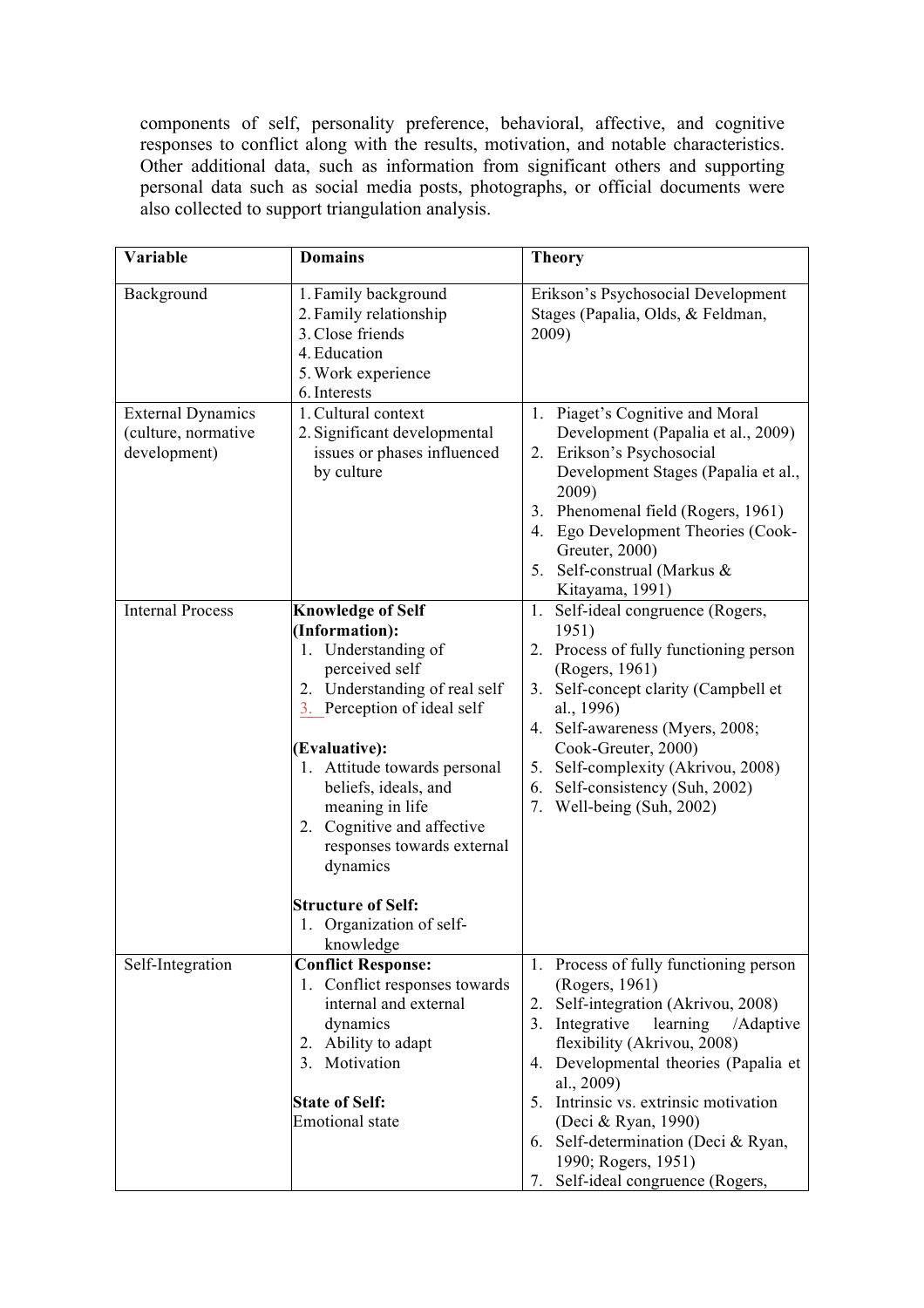components of self, personality preference, behavioral, affective, and cognitive responses to conflict along with the results, motivation, and notable characteristics. Other additional data, such as information from significant others and supporting personal data such as social media posts, photographs, or official documents were also collected to support triangulation analysis.

| Variable | Domains | Theory |
|---|---|---|
| Background | 1. Family background<br>2. Family relationship<br>3. Close friends<br>4. Education<br>5. Work experience<br>6. Interests | Erikson's Psychosocial Development Stages (Papalia, Olds, & Feldman, 2009) |
| External Dynamics (culture, normative development) | 1. Cultural context<br>2. Significant developmental issues or phases influenced by culture | 1. Piaget's Cognitive and Moral Development (Papalia et al., 2009)<br>2. Erikson's Psychosocial Development Stages (Papalia et al., 2009)<br>3. Phenomenal field (Rogers, 1961)<br>4. Ego Development Theories (Cook-Greuter, 2000)<br>5. Self-construal (Markus & Kitayama, 1991) |
| Internal Process | **Knowledge of Self (Information):**<br>1. Understanding of perceived self<br>2. Understanding of real self<br>3. Perception of ideal self<br><br>**(Evaluative):**<br>1. Attitude towards personal beliefs, ideals, and meaning in life<br>2. Cognitive and affective responses towards external dynamics<br><br>**Structure of Self:**<br>1. Organization of self-knowledge | 1. Self-ideal congruence (Rogers, 1951)<br>2. Process of fully functioning person (Rogers, 1961)<br>3. Self-concept clarity (Campbell et al., 1996)<br>4. Self-awareness (Myers, 2008; Cook-Greuter, 2000)<br>5. Self-complexity (Akrivou, 2008)<br>6. Self-consistency (Suh, 2002)<br>7. Well-being (Suh, 2002) |
| Self-Integration | **Conflict Response:**<br>1. Conflict responses towards internal and external dynamics<br>2. Ability to adapt<br>3. Motivation<br><br>**State of Self:**<br>Emotional state | 1. Process of fully functioning person (Rogers, 1961)<br>2. Self-integration (Akrivou, 2008)<br>3. Integrative learning /Adaptive flexibility (Akrivou, 2008)<br>4. Developmental theories (Papalia et al., 2009)<br>5. Intrinsic vs. extrinsic motivation (Deci & Ryan, 1990)<br>6. Self-determination (Deci & Ryan, 1990; Rogers, 1951)<br>7. Self-ideal congruence (Rogers, |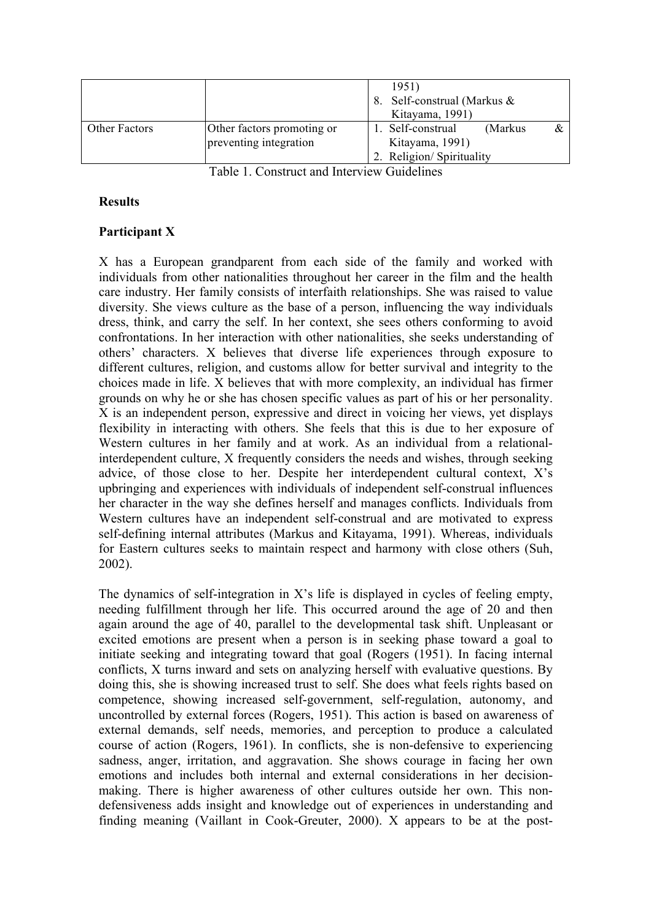|  |  | 1951)<br>8. Self-construal (Markus & Kitayama, 1991) |
| --- | --- | --- |
| Other Factors | Other factors promoting or preventing integration | 1. Self-construal (Markus & Kitayama, 1991)<br>2. Religion/ Spirituality |

Table 1. Construct and Interview Guidelines

**Results**

**Participant X**

X has a European grandparent from each side of the family and worked with individuals from other nationalities throughout her career in the film and the health care industry. Her family consists of interfaith relationships. She was raised to value diversity. She views culture as the base of a person, influencing the way individuals dress, think, and carry the self. In her context, she sees others conforming to avoid confrontations. In her interaction with other nationalities, she seeks understanding of others' characters. X believes that diverse life experiences through exposure to different cultures, religion, and customs allow for better survival and integrity to the choices made in life. X believes that with more complexity, an individual has firmer grounds on why he or she has chosen specific values as part of his or her personality. X is an independent person, expressive and direct in voicing her views, yet displays flexibility in interacting with others. She feels that this is due to her exposure of Western cultures in her family and at work. As an individual from a relational-interdependent culture, X frequently considers the needs and wishes, through seeking advice, of those close to her. Despite her interdependent cultural context, X's upbringing and experiences with individuals of independent self-construal influences her character in the way she defines herself and manages conflicts. Individuals from Western cultures have an independent self-construal and are motivated to express self-defining internal attributes (Markus and Kitayama, 1991). Whereas, individuals for Eastern cultures seeks to maintain respect and harmony with close others (Suh, 2002).

The dynamics of self-integration in X's life is displayed in cycles of feeling empty, needing fulfillment through her life. This occurred around the age of 20 and then again around the age of 40, parallel to the developmental task shift. Unpleasant or excited emotions are present when a person is in seeking phase toward a goal to initiate seeking and integrating toward that goal (Rogers (1951). In facing internal conflicts, X turns inward and sets on analyzing herself with evaluative questions. By doing this, she is showing increased trust to self. She does what feels rights based on competence, showing increased self-government, self-regulation, autonomy, and uncontrolled by external forces (Rogers, 1951). This action is based on awareness of external demands, self needs, memories, and perception to produce a calculated course of action (Rogers, 1961). In conflicts, she is non-defensive to experiencing sadness, anger, irritation, and aggravation. She shows courage in facing her own emotions and includes both internal and external considerations in her decision-making. There is higher awareness of other cultures outside her own. This non-defensiveness adds insight and knowledge out of experiences in understanding and finding meaning (Vaillant in Cook-Greuter, 2000). X appears to be at the post-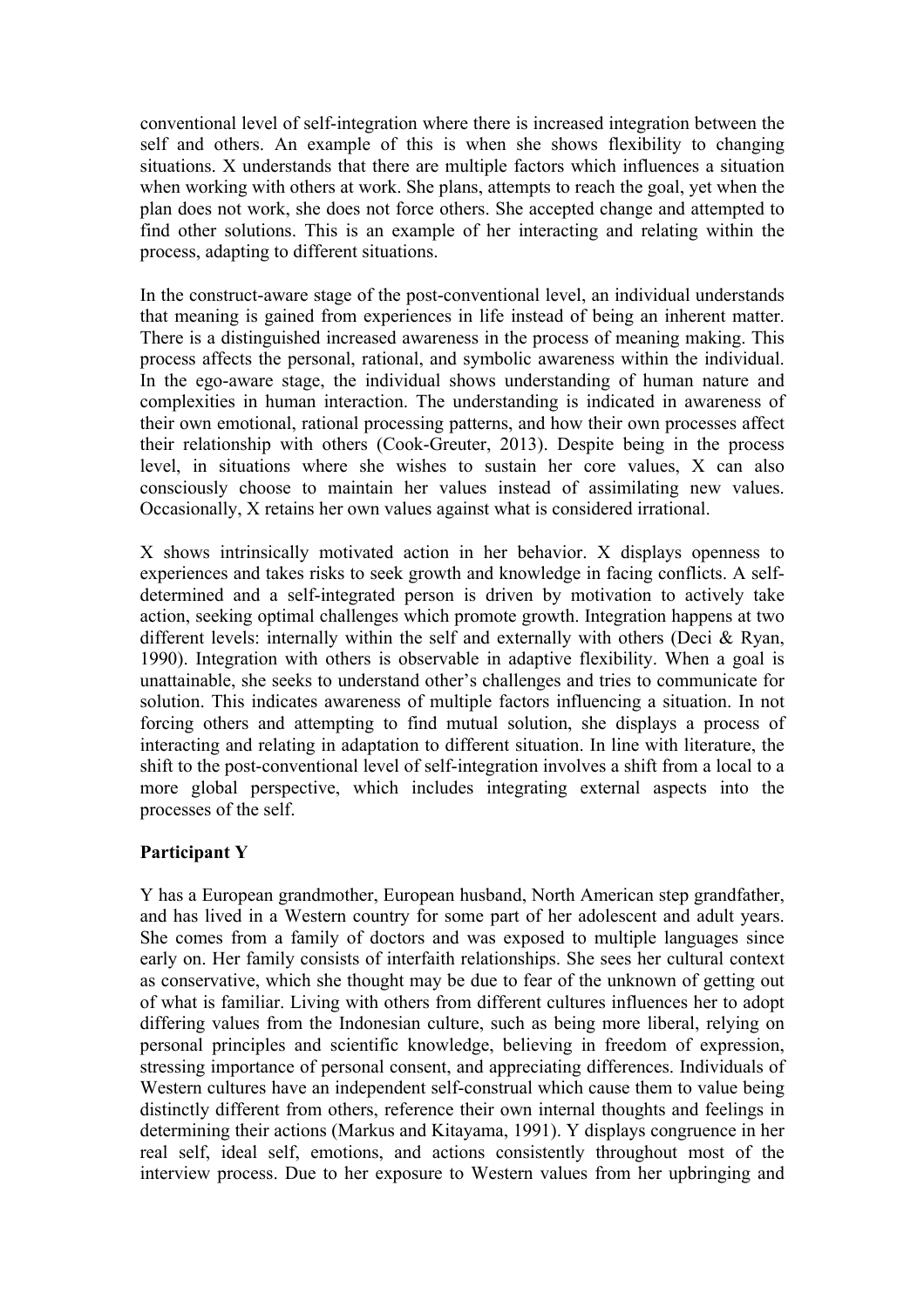conventional level of self-integration where there is increased integration between the self and others. An example of this is when she shows flexibility to changing situations. X understands that there are multiple factors which influences a situation when working with others at work. She plans, attempts to reach the goal, yet when the plan does not work, she does not force others. She accepted change and attempted to find other solutions. This is an example of her interacting and relating within the process, adapting to different situations.

In the construct-aware stage of the post-conventional level, an individual understands that meaning is gained from experiences in life instead of being an inherent matter. There is a distinguished increased awareness in the process of meaning making. This process affects the personal, rational, and symbolic awareness within the individual. In the ego-aware stage, the individual shows understanding of human nature and complexities in human interaction. The understanding is indicated in awareness of their own emotional, rational processing patterns, and how their own processes affect their relationship with others (Cook-Greuter, 2013). Despite being in the process level, in situations where she wishes to sustain her core values, X can also consciously choose to maintain her values instead of assimilating new values. Occasionally, X retains her own values against what is considered irrational.

X shows intrinsically motivated action in her behavior. X displays openness to experiences and takes risks to seek growth and knowledge in facing conflicts. A self-determined and a self-integrated person is driven by motivation to actively take action, seeking optimal challenges which promote growth. Integration happens at two different levels: internally within the self and externally with others (Deci & Ryan, 1990). Integration with others is observable in adaptive flexibility. When a goal is unattainable, she seeks to understand other's challenges and tries to communicate for solution. This indicates awareness of multiple factors influencing a situation. In not forcing others and attempting to find mutual solution, she displays a process of interacting and relating in adaptation to different situation. In line with literature, the shift to the post-conventional level of self-integration involves a shift from a local to a more global perspective, which includes integrating external aspects into the processes of the self.

**Participant Y**

Y has a European grandmother, European husband, North American step grandfather, and has lived in a Western country for some part of her adolescent and adult years. She comes from a family of doctors and was exposed to multiple languages since early on. Her family consists of interfaith relationships. She sees her cultural context as conservative, which she thought may be due to fear of the unknown of getting out of what is familiar. Living with others from different cultures influences her to adopt differing values from the Indonesian culture, such as being more liberal, relying on personal principles and scientific knowledge, believing in freedom of expression, stressing importance of personal consent, and appreciating differences. Individuals of Western cultures have an independent self-construal which cause them to value being distinctly different from others, reference their own internal thoughts and feelings in determining their actions (Markus and Kitayama, 1991). Y displays congruence in her real self, ideal self, emotions, and actions consistently throughout most of the interview process. Due to her exposure to Western values from her upbringing and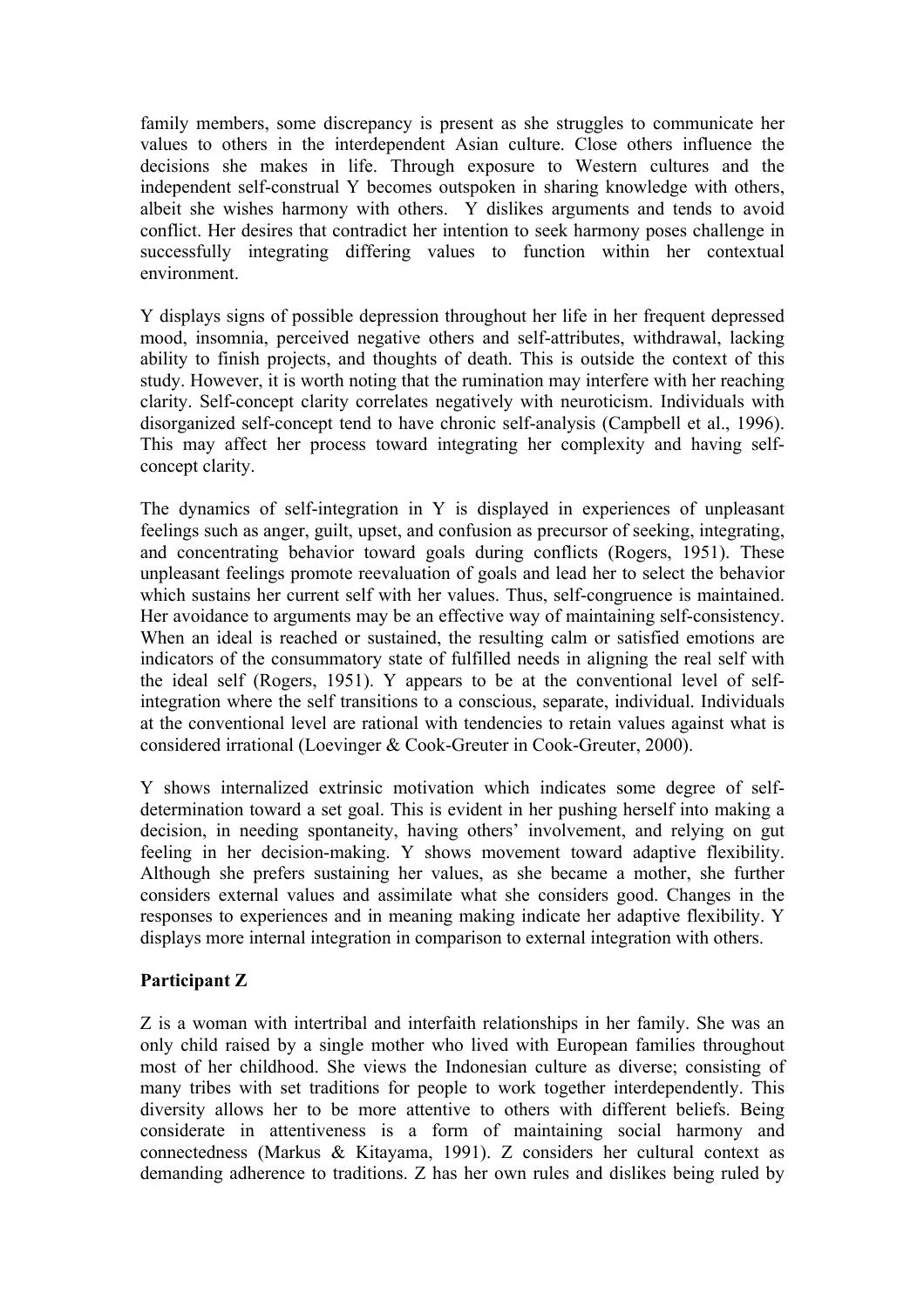family members, some discrepancy is present as she struggles to communicate her values to others in the interdependent Asian culture. Close others influence the decisions she makes in life. Through exposure to Western cultures and the independent self-construal Y becomes outspoken in sharing knowledge with others, albeit she wishes harmony with others.  Y dislikes arguments and tends to avoid conflict. Her desires that contradict her intention to seek harmony poses challenge in successfully integrating differing values to function within her contextual environment.

Y displays signs of possible depression throughout her life in her frequent depressed mood, insomnia, perceived negative others and self-attributes, withdrawal, lacking ability to finish projects, and thoughts of death. This is outside the context of this study. However, it is worth noting that the rumination may interfere with her reaching clarity. Self-concept clarity correlates negatively with neuroticism. Individuals with disorganized self-concept tend to have chronic self-analysis (Campbell et al., 1996). This may affect her process toward integrating her complexity and having self-concept clarity.

The dynamics of self-integration in Y is displayed in experiences of unpleasant feelings such as anger, guilt, upset, and confusion as precursor of seeking, integrating, and concentrating behavior toward goals during conflicts (Rogers, 1951). These unpleasant feelings promote reevaluation of goals and lead her to select the behavior which sustains her current self with her values. Thus, self-congruence is maintained. Her avoidance to arguments may be an effective way of maintaining self-consistency. When an ideal is reached or sustained, the resulting calm or satisfied emotions are indicators of the consummatory state of fulfilled needs in aligning the real self with the ideal self (Rogers, 1951). Y appears to be at the conventional level of self-integration where the self transitions to a conscious, separate, individual. Individuals at the conventional level are rational with tendencies to retain values against what is considered irrational (Loevinger & Cook-Greuter in Cook-Greuter, 2000).

Y shows internalized extrinsic motivation which indicates some degree of self-determination toward a set goal. This is evident in her pushing herself into making a decision, in needing spontaneity, having others' involvement, and relying on gut feeling in her decision-making. Y shows movement toward adaptive flexibility. Although she prefers sustaining her values, as she became a mother, she further considers external values and assimilate what she considers good. Changes in the responses to experiences and in meaning making indicate her adaptive flexibility. Y displays more internal integration in comparison to external integration with others.

**Participant Z**

Z is a woman with intertribal and interfaith relationships in her family. She was an only child raised by a single mother who lived with European families throughout most of her childhood. She views the Indonesian culture as diverse; consisting of many tribes with set traditions for people to work together interdependently. This diversity allows her to be more attentive to others with different beliefs. Being considerate in attentiveness is a form of maintaining social harmony and connectedness (Markus & Kitayama, 1991). Z considers her cultural context as demanding adherence to traditions. Z has her own rules and dislikes being ruled by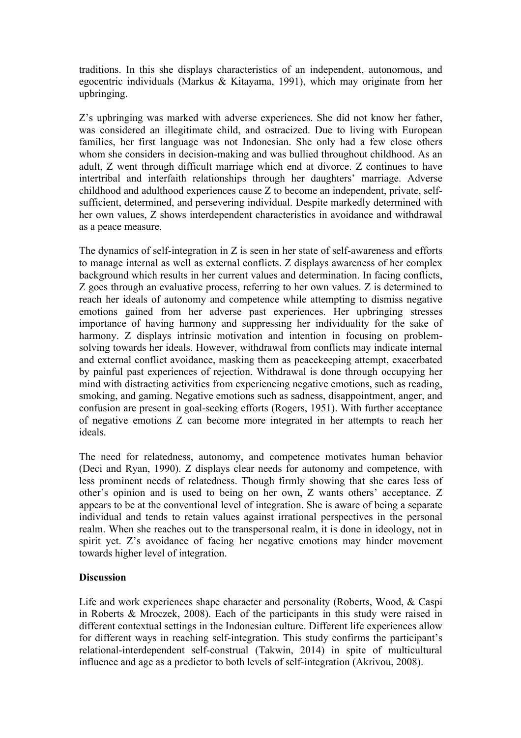traditions. In this she displays characteristics of an independent, autonomous, and egocentric individuals (Markus & Kitayama, 1991), which may originate from her upbringing.

Z's upbringing was marked with adverse experiences. She did not know her father, was considered an illegitimate child, and ostracized. Due to living with European families, her first language was not Indonesian. She only had a few close others whom she considers in decision-making and was bullied throughout childhood. As an adult, Z went through difficult marriage which end at divorce. Z continues to have intertribal and interfaith relationships through her daughters' marriage. Adverse childhood and adulthood experiences cause Z to become an independent, private, self-sufficient, determined, and persevering individual. Despite markedly determined with her own values, Z shows interdependent characteristics in avoidance and withdrawal as a peace measure.

The dynamics of self-integration in Z is seen in her state of self-awareness and efforts to manage internal as well as external conflicts. Z displays awareness of her complex background which results in her current values and determination. In facing conflicts, Z goes through an evaluative process, referring to her own values. Z is determined to reach her ideals of autonomy and competence while attempting to dismiss negative emotions gained from her adverse past experiences. Her upbringing stresses importance of having harmony and suppressing her individuality for the sake of harmony. Z displays intrinsic motivation and intention in focusing on problem-solving towards her ideals. However, withdrawal from conflicts may indicate internal and external conflict avoidance, masking them as peacekeeping attempt, exacerbated by painful past experiences of rejection. Withdrawal is done through occupying her mind with distracting activities from experiencing negative emotions, such as reading, smoking, and gaming. Negative emotions such as sadness, disappointment, anger, and confusion are present in goal-seeking efforts (Rogers, 1951). With further acceptance of negative emotions Z can become more integrated in her attempts to reach her ideals.

The need for relatedness, autonomy, and competence motivates human behavior (Deci and Ryan, 1990). Z displays clear needs for autonomy and competence, with less prominent needs of relatedness. Though firmly showing that she cares less of other's opinion and is used to being on her own, Z wants others' acceptance. Z appears to be at the conventional level of integration. She is aware of being a separate individual and tends to retain values against irrational perspectives in the personal realm. When she reaches out to the transpersonal realm, it is done in ideology, not in spirit yet. Z's avoidance of facing her negative emotions may hinder movement towards higher level of integration.

## Discussion

Life and work experiences shape character and personality (Roberts, Wood, & Caspi in Roberts & Mroczek, 2008). Each of the participants in this study were raised in different contextual settings in the Indonesian culture. Different life experiences allow for different ways in reaching self-integration. This study confirms the participant's relational-interdependent self-construal (Takwin, 2014) in spite of multicultural influence and age as a predictor to both levels of self-integration (Akrivou, 2008).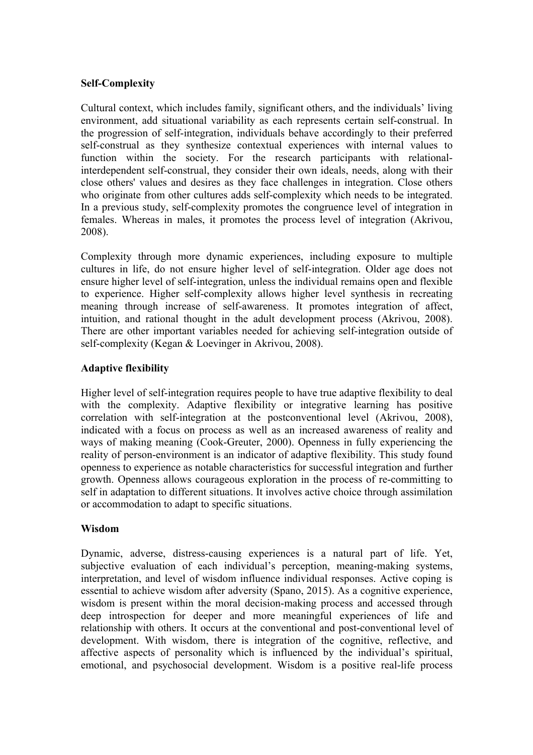**Self-Complexity**

Cultural context, which includes family, significant others, and the individuals' living environment, add situational variability as each represents certain self-construal. In the progression of self-integration, individuals behave accordingly to their preferred self-construal as they synthesize contextual experiences with internal values to function within the society. For the research participants with relational-interdependent self-construal, they consider their own ideals, needs, along with their close others' values and desires as they face challenges in integration. Close others who originate from other cultures adds self-complexity which needs to be integrated. In a previous study, self-complexity promotes the congruence level of integration in females. Whereas in males, it promotes the process level of integration (Akrivou, 2008).

Complexity through more dynamic experiences, including exposure to multiple cultures in life, do not ensure higher level of self-integration. Older age does not ensure higher level of self-integration, unless the individual remains open and flexible to experience. Higher self-complexity allows higher level synthesis in recreating meaning through increase of self-awareness. It promotes integration of affect, intuition, and rational thought in the adult development process (Akrivou, 2008). There are other important variables needed for achieving self-integration outside of self-complexity (Kegan & Loevinger in Akrivou, 2008).

**Adaptive flexibility**

Higher level of self-integration requires people to have true adaptive flexibility to deal with the complexity. Adaptive flexibility or integrative learning has positive correlation with self-integration at the postconventional level (Akrivou, 2008), indicated with a focus on process as well as an increased awareness of reality and ways of making meaning (Cook-Greuter, 2000). Openness in fully experiencing the reality of person-environment is an indicator of adaptive flexibility. This study found openness to experience as notable characteristics for successful integration and further growth. Openness allows courageous exploration in the process of re-committing to self in adaptation to different situations. It involves active choice through assimilation or accommodation to adapt to specific situations.

**Wisdom**

Dynamic, adverse, distress-causing experiences is a natural part of life. Yet, subjective evaluation of each individual's perception, meaning-making systems, interpretation, and level of wisdom influence individual responses. Active coping is essential to achieve wisdom after adversity (Spano, 2015). As a cognitive experience, wisdom is present within the moral decision-making process and accessed through deep introspection for deeper and more meaningful experiences of life and relationship with others. It occurs at the conventional and post-conventional level of development. With wisdom, there is integration of the cognitive, reflective, and affective aspects of personality which is influenced by the individual's spiritual, emotional, and psychosocial development. Wisdom is a positive real-life process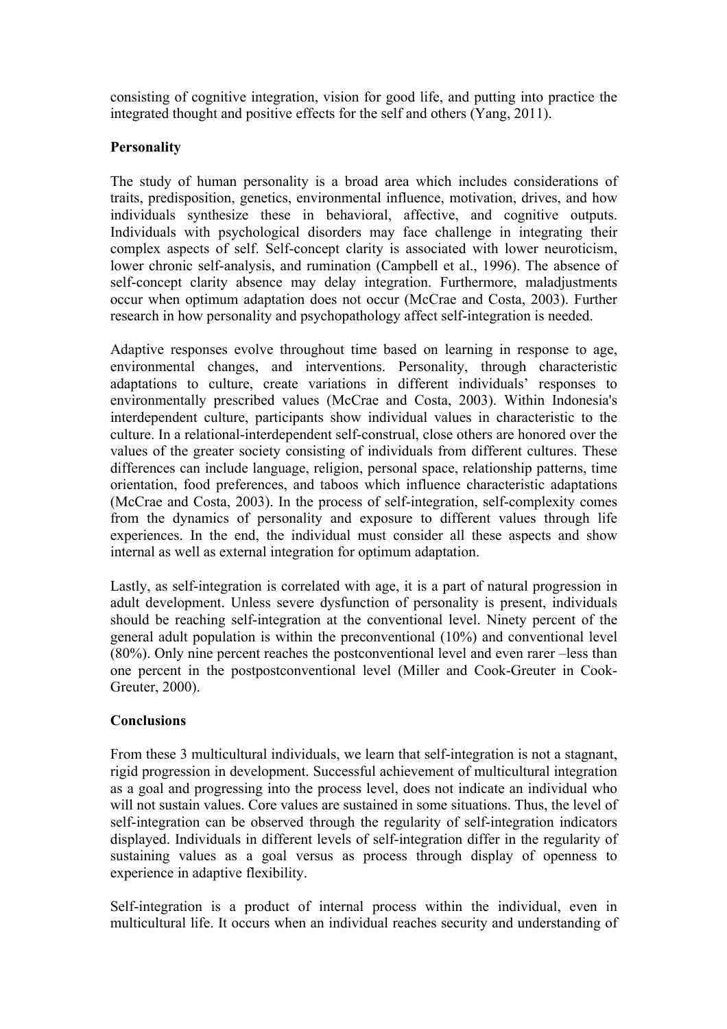consisting of cognitive integration, vision for good life, and putting into practice the integrated thought and positive effects for the self and others (Yang, 2011).

**Personality**

The study of human personality is a broad area which includes considerations of traits, predisposition, genetics, environmental influence, motivation, drives, and how individuals synthesize these in behavioral, affective, and cognitive outputs. Individuals with psychological disorders may face challenge in integrating their complex aspects of self. Self-concept clarity is associated with lower neuroticism, lower chronic self-analysis, and rumination (Campbell et al., 1996). The absence of self-concept clarity absence may delay integration. Furthermore, maladjustments occur when optimum adaptation does not occur (McCrae and Costa, 2003). Further research in how personality and psychopathology affect self-integration is needed.

Adaptive responses evolve throughout time based on learning in response to age, environmental changes, and interventions. Personality, through characteristic adaptations to culture, create variations in different individuals' responses to environmentally prescribed values (McCrae and Costa, 2003). Within Indonesia's interdependent culture, participants show individual values in characteristic to the culture. In a relational-interdependent self-construal, close others are honored over the values of the greater society consisting of individuals from different cultures. These differences can include language, religion, personal space, relationship patterns, time orientation, food preferences, and taboos which influence characteristic adaptations (McCrae and Costa, 2003). In the process of self-integration, self-complexity comes from the dynamics of personality and exposure to different values through life experiences. In the end, the individual must consider all these aspects and show internal as well as external integration for optimum adaptation.

Lastly, as self-integration is correlated with age, it is a part of natural progression in adult development. Unless severe dysfunction of personality is present, individuals should be reaching self-integration at the conventional level. Ninety percent of the general adult population is within the preconventional (10%) and conventional level (80%). Only nine percent reaches the postconventional level and even rarer –less than one percent in the postpostconventional level (Miller and Cook-Greuter in Cook-Greuter, 2000).

**Conclusions**

From these 3 multicultural individuals, we learn that self-integration is not a stagnant, rigid progression in development. Successful achievement of multicultural integration as a goal and progressing into the process level, does not indicate an individual who will not sustain values. Core values are sustained in some situations. Thus, the level of self-integration can be observed through the regularity of self-integration indicators displayed. Individuals in different levels of self-integration differ in the regularity of sustaining values as a goal versus as process through display of openness to experience in adaptive flexibility.

Self-integration is a product of internal process within the individual, even in multicultural life. It occurs when an individual reaches security and understanding of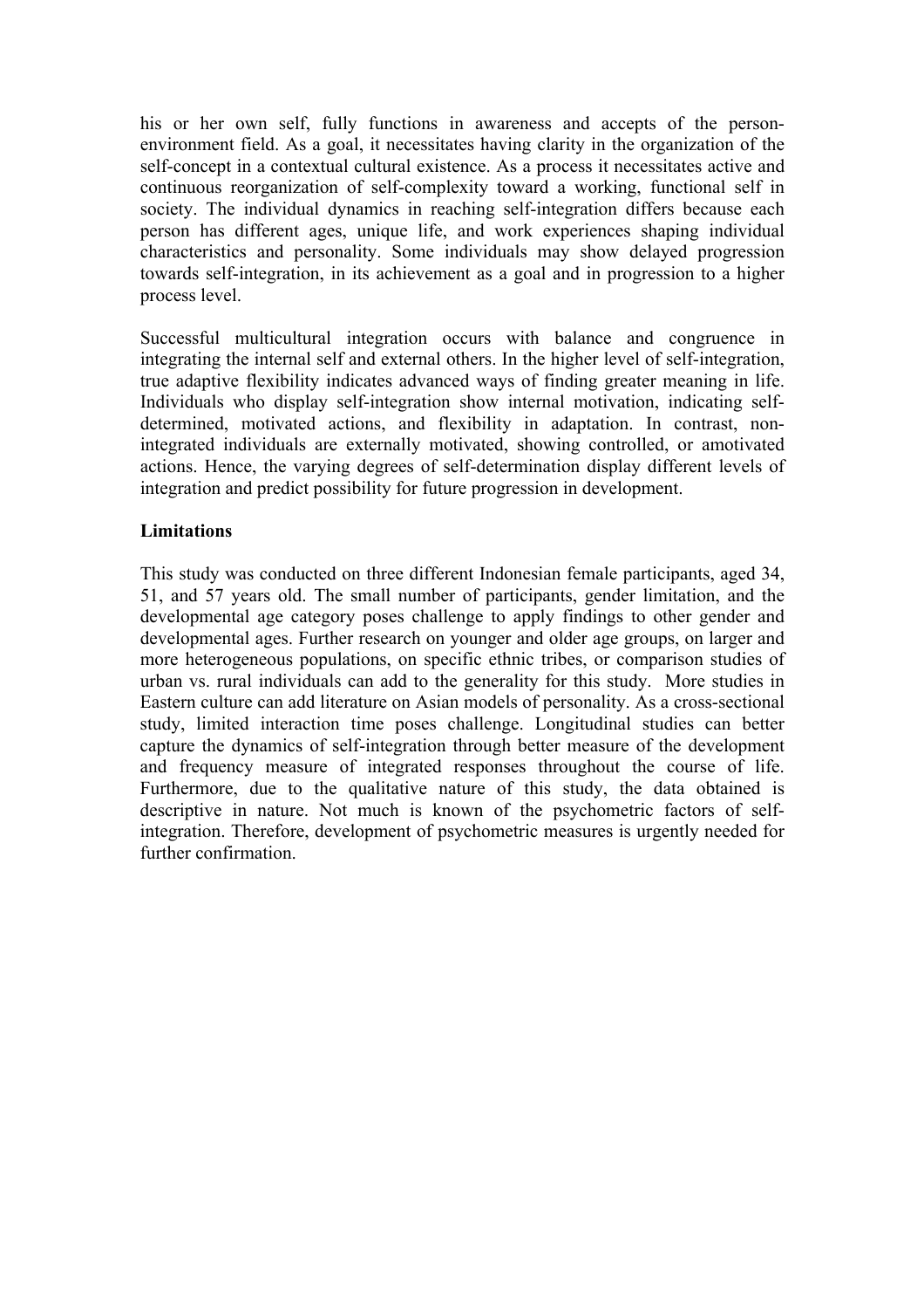his or her own self, fully functions in awareness and accepts of the person-environment field. As a goal, it necessitates having clarity in the organization of the self-concept in a contextual cultural existence. As a process it necessitates active and continuous reorganization of self-complexity toward a working, functional self in society. The individual dynamics in reaching self-integration differs because each person has different ages, unique life, and work experiences shaping individual characteristics and personality. Some individuals may show delayed progression towards self-integration, in its achievement as a goal and in progression to a higher process level.

Successful multicultural integration occurs with balance and congruence in integrating the internal self and external others. In the higher level of self-integration, true adaptive flexibility indicates advanced ways of finding greater meaning in life. Individuals who display self-integration show internal motivation, indicating self-determined, motivated actions, and flexibility in adaptation. In contrast, non-integrated individuals are externally motivated, showing controlled, or amotivated actions. Hence, the varying degrees of self-determination display different levels of integration and predict possibility for future progression in development.

**Limitations**

This study was conducted on three different Indonesian female participants, aged 34, 51, and 57 years old. The small number of participants, gender limitation, and the developmental age category poses challenge to apply findings to other gender and developmental ages. Further research on younger and older age groups, on larger and more heterogeneous populations, on specific ethnic tribes, or comparison studies of urban vs. rural individuals can add to the generality for this study. More studies in Eastern culture can add literature on Asian models of personality. As a cross-sectional study, limited interaction time poses challenge. Longitudinal studies can better capture the dynamics of self-integration through better measure of the development and frequency measure of integrated responses throughout the course of life. Furthermore, due to the qualitative nature of this study, the data obtained is descriptive in nature. Not much is known of the psychometric factors of self-integration. Therefore, development of psychometric measures is urgently needed for further confirmation.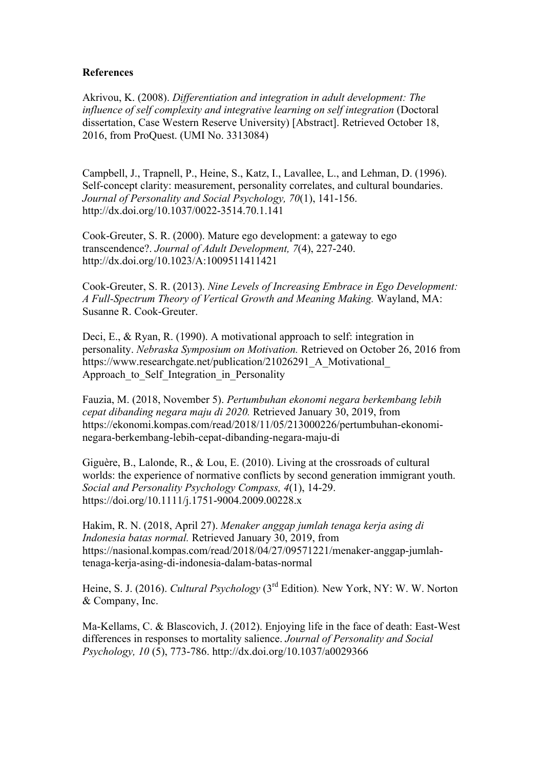**References**

Akrivou, K. (2008). *Differentiation and integration in adult development: The influence of self complexity and integrative learning on self integration* (Doctoral dissertation, Case Western Reserve University) [Abstract]. Retrieved October 18, 2016, from ProQuest. (UMI No. 3313084)

Campbell, J., Trapnell, P., Heine, S., Katz, I., Lavallee, L., and Lehman, D. (1996). Self-concept clarity: measurement, personality correlates, and cultural boundaries. *Journal of Personality and Social Psychology, 70*(1), 141-156. http://dx.doi.org/10.1037/0022-3514.70.1.141

Cook-Greuter, S. R. (2000). Mature ego development: a gateway to ego transcendence?. *Journal of Adult Development, 7*(4), 227-240. http://dx.doi.org/10.1023/A:1009511411421

Cook-Greuter, S. R. (2013). *Nine Levels of Increasing Embrace in Ego Development: A Full-Spectrum Theory of Vertical Growth and Meaning Making.* Wayland, MA: Susanne R. Cook-Greuter.

Deci, E., & Ryan, R. (1990). A motivational approach to self: integration in personality. *Nebraska Symposium on Motivation.* Retrieved on October 26, 2016 from https://www.researchgate.net/publication/21026291_A_Motivational_ Approach_to_Self_Integration_in_Personality

Fauzia, M. (2018, November 5). *Pertumbuhan ekonomi negara berkembang lebih cepat dibanding negara maju di 2020.* Retrieved January 30, 2019, from https://ekonomi.kompas.com/read/2018/11/05/213000226/pertumbuhan-ekonomi-negara-berkembang-lebih-cepat-dibanding-negara-maju-di

Giguère, B., Lalonde, R., & Lou, E. (2010). Living at the crossroads of cultural worlds: the experience of normative conflicts by second generation immigrant youth. *Social and Personality Psychology Compass, 4*(1), 14-29. https://doi.org/10.1111/j.1751-9004.2009.00228.x

Hakim, R. N. (2018, April 27). *Menaker anggap jumlah tenaga kerja asing di Indonesia batas normal.* Retrieved January 30, 2019, from https://nasional.kompas.com/read/2018/04/27/09571221/menaker-anggap-jumlah-tenaga-kerja-asing-di-indonesia-dalam-batas-normal

Heine, S. J. (2016). *Cultural Psychology* (3rd Edition)*.* New York, NY: W. W. Norton & Company, Inc.

Ma-Kellams, C. & Blascovich, J. (2012). Enjoying life in the face of death: East-West differences in responses to mortality salience. *Journal of Personality and Social Psychology, 10* (5), 773-786. http://dx.doi.org/10.1037/a0029366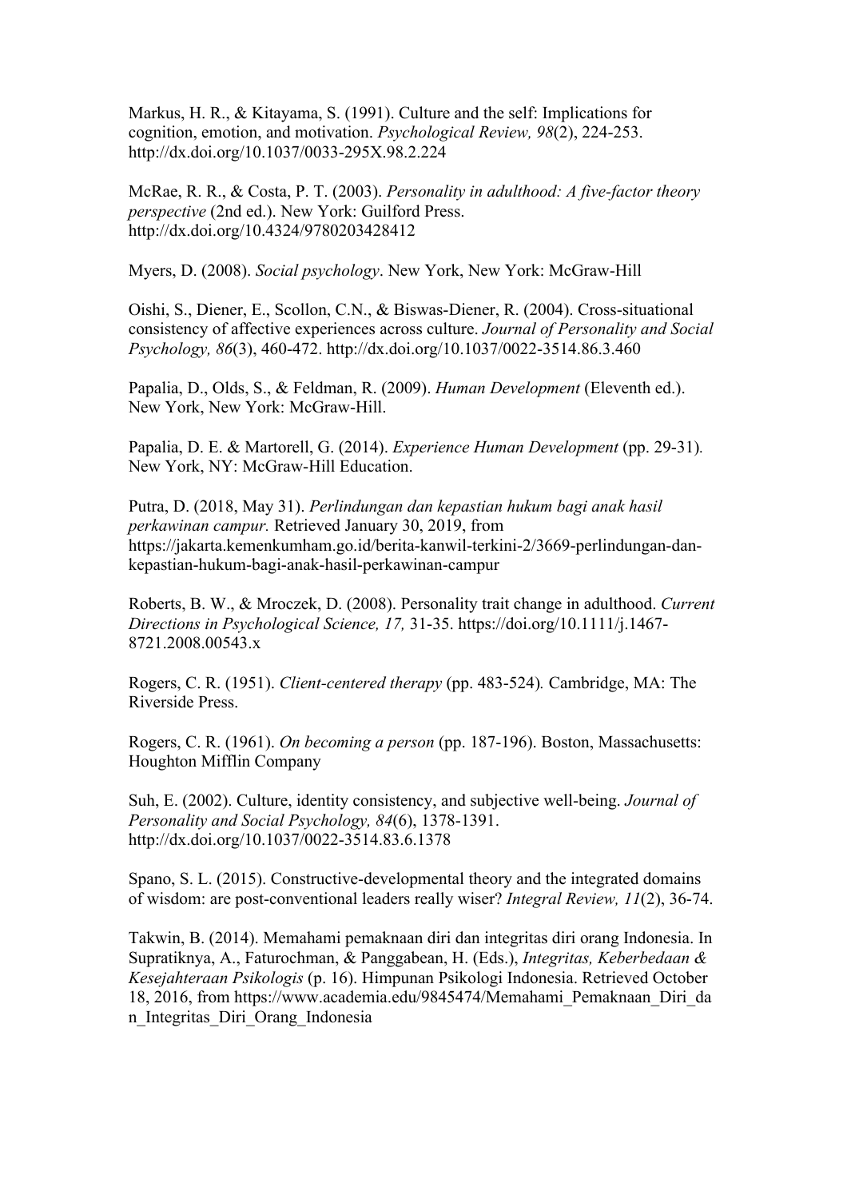Markus, H. R., & Kitayama, S. (1991). Culture and the self: Implications for cognition, emotion, and motivation. *Psychological Review, 98*(2), 224-253. http://dx.doi.org/10.1037/0033-295X.98.2.224

McRae, R. R., & Costa, P. T. (2003). *Personality in adulthood: A five-factor theory perspective* (2nd ed.). New York: Guilford Press. http://dx.doi.org/10.4324/9780203428412

Myers, D. (2008). *Social psychology*. New York, New York: McGraw-Hill

Oishi, S., Diener, E., Scollon, C.N., & Biswas-Diener, R. (2004). Cross-situational consistency of affective experiences across culture. *Journal of Personality and Social Psychology, 86*(3), 460-472. http://dx.doi.org/10.1037/0022-3514.86.3.460

Papalia, D., Olds, S., & Feldman, R. (2009). *Human Development* (Eleventh ed.). New York, New York: McGraw-Hill.

Papalia, D. E. & Martorell, G. (2014). *Experience Human Development* (pp. 29-31). New York, NY: McGraw-Hill Education.

Putra, D. (2018, May 31). *Perlindungan dan kepastian hukum bagi anak hasil perkawinan campur.* Retrieved January 30, 2019, from https://jakarta.kemenkumham.go.id/berita-kanwil-terkini-2/3669-perlindungan-dan-kepastian-hukum-bagi-anak-hasil-perkawinan-campur

Roberts, B. W., & Mroczek, D. (2008). Personality trait change in adulthood. *Current Directions in Psychological Science, 17,* 31-35. https://doi.org/10.1111/j.1467-8721.2008.00543.x

Rogers, C. R. (1951). *Client-centered therapy* (pp. 483-524). Cambridge, MA: The Riverside Press.

Rogers, C. R. (1961). *On becoming a person* (pp. 187-196). Boston, Massachusetts: Houghton Mifflin Company

Suh, E. (2002). Culture, identity consistency, and subjective well-being. *Journal of Personality and Social Psychology, 84*(6), 1378-1391. http://dx.doi.org/10.1037/0022-3514.83.6.1378

Spano, S. L. (2015). Constructive-developmental theory and the integrated domains of wisdom: are post-conventional leaders really wiser? *Integral Review, 11*(2), 36-74.

Takwin, B. (2014). Memahami pemaknaan diri dan integritas diri orang Indonesia. In Supratiknya, A., Faturochman, & Panggabean, H. (Eds.), *Integritas, Keberbedaan & Kesejahteraan Psikologis* (p. 16). Himpunan Psikologi Indonesia. Retrieved October 18, 2016, from https://www.academia.edu/9845474/Memahami_Pemaknaan_Diri_dan_Integritas_Diri_Orang_Indonesia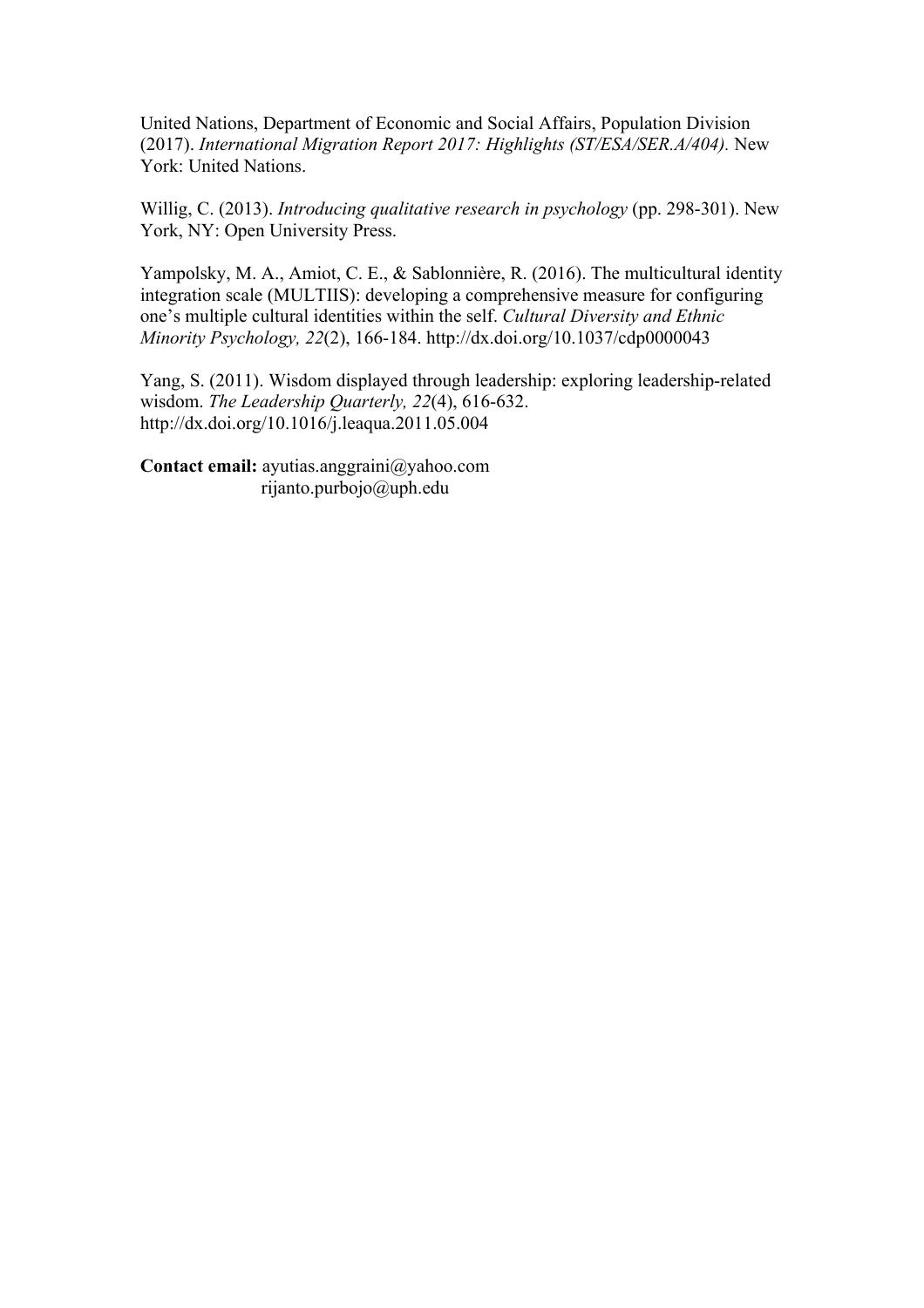United Nations, Department of Economic and Social Affairs, Population Division (2017). *International Migration Report 2017: Highlights (ST/ESA/SER.A/404).* New York: United Nations.

Willig, C. (2013). *Introducing qualitative research in psychology* (pp. 298-301). New York, NY: Open University Press.

Yampolsky, M. A., Amiot, C. E., & Sablonnière, R. (2016). The multicultural identity integration scale (MULTIIS): developing a comprehensive measure for configuring one's multiple cultural identities within the self. *Cultural Diversity and Ethnic Minority Psychology, 22*(2), 166-184. http://dx.doi.org/10.1037/cdp0000043

Yang, S. (2011). Wisdom displayed through leadership: exploring leadership-related wisdom. *The Leadership Quarterly, 22*(4), 616-632. http://dx.doi.org/10.1016/j.leaqua.2011.05.004

**Contact email:** ayutias.anggraini@yahoo.com
rijanto.purbojo@uph.edu